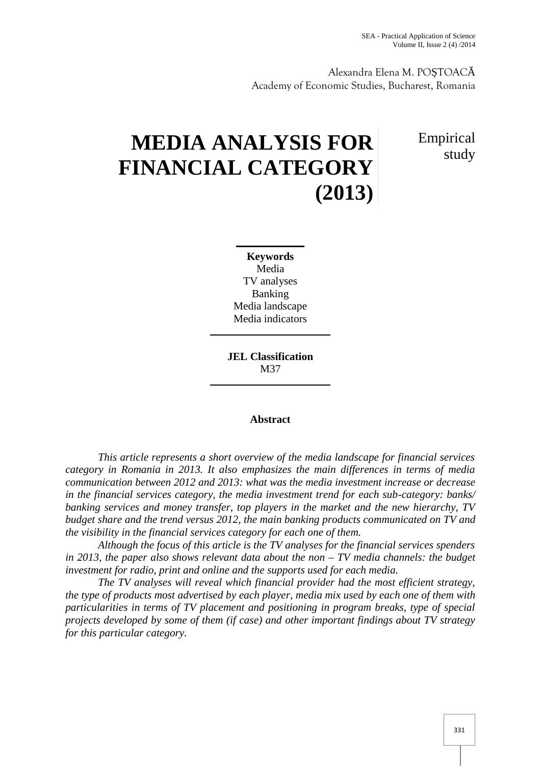Alexandra Elena M. POȘTOACĂ
Academy of Economic Studies, Bucharest, Romania

# MEDIA ANALYSIS FOR FINANCIAL CATEGORY (2013)

Empirical study

**Keywords**
Media
TV analyses
Banking
Media landscape
Media indicators

**JEL Classification**
M37

**Abstract**

*This article represents a short overview of the media landscape for financial services category in Romania in 2013. It also emphasizes the main differences in terms of media communication between 2012 and 2013: what was the media investment increase or decrease in the financial services category, the media investment trend for each sub-category: banks/ banking services and money transfer, top players in the market and the new hierarchy, TV budget share and the trend versus 2012, the main banking products communicated on TV and the visibility in the financial services category for each one of them.*

*Although the focus of this article is the TV analyses for the financial services spenders in 2013, the paper also shows relevant data about the non – TV media channels: the budget investment for radio, print and online and the supports used for each media.*

*The TV analyses will reveal which financial provider had the most efficient strategy, the type of products most advertised by each player, media mix used by each one of them with particularities in terms of TV placement and positioning in program breaks, type of special projects developed by some of them (if case) and other important findings about TV strategy for this particular category.*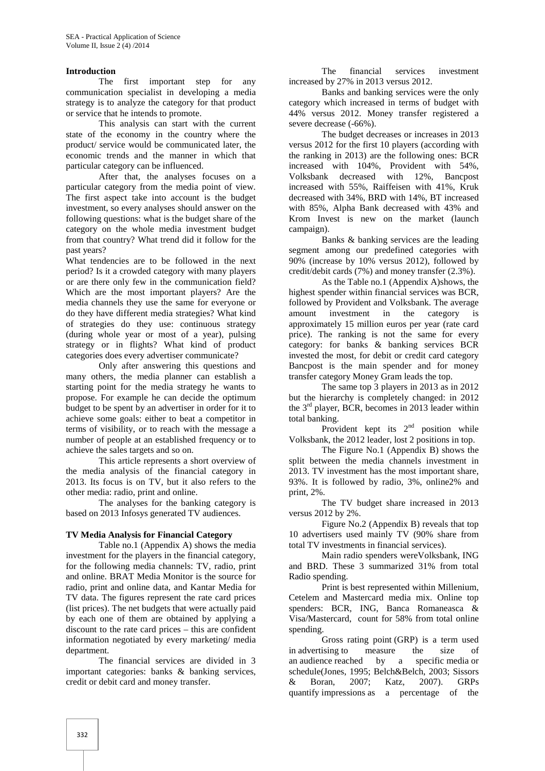## Introduction

The first important step for any communication specialist in developing a media strategy is to analyze the category for that product or service that he intends to promote.

This analysis can start with the current state of the economy in the country where the product/ service would be communicated later, the economic trends and the manner in which that particular category can be influenced.

After that, the analyses focuses on a particular category from the media point of view. The first aspect take into account is the budget investment, so every analyses should answer on the following questions: what is the budget share of the category on the whole media investment budget from that country? What trend did it follow for the past years?

What tendencies are to be followed in the next period? Is it a crowded category with many players or are there only few in the communication field? Which are the most important players? Are the media channels they use the same for everyone or do they have different media strategies? What kind of strategies do they use: continuous strategy (during whole year or most of a year), pulsing strategy or in flights? What kind of product categories does every advertiser communicate?

Only after answering this questions and many others, the media planner can establish a starting point for the media strategy he wants to propose. For example he can decide the optimum budget to be spent by an advertiser in order for it to achieve some goals: either to beat a competitor in terms of visibility, or to reach with the message a number of people at an established frequency or to achieve the sales targets and so on.

This article represents a short overview of the media analysis of the financial category in 2013. Its focus is on TV, but it also refers to the other media: radio, print and online.

The analyses for the banking category is based on 2013 Infosys generated TV audiences.

## TV Media Analysis for Financial Category

Table no.1 (Appendix A) shows the media investment for the players in the financial category, for the following media channels: TV, radio, print and online. BRAT Media Monitor is the source for radio, print and online data, and Kantar Media for TV data. The figures represent the rate card prices (list prices). The net budgets that were actually paid by each one of them are obtained by applying a discount to the rate card prices – this are confident information negotiated by every marketing/ media department.

The financial services are divided in 3 important categories: banks & banking services, credit or debit card and money transfer.

The financial services investment increased by 27% in 2013 versus 2012.

Banks and banking services were the only category which increased in terms of budget with 44% versus 2012. Money transfer registered a severe decrease (-66%).

The budget decreases or increases in 2013 versus 2012 for the first 10 players (according with the ranking in 2013) are the following ones: BCR increased with 104%, Provident with 54%, Volksbank decreased with 12%, Bancpost increased with 55%, Raiffeisen with 41%, Kruk decreased with 34%, BRD with 14%, BT increased with 85%, Alpha Bank decreased with 43% and Krom Invest is new on the market (launch campaign).

Banks & banking services are the leading segment among our predefined categories with 90% (increase by 10% versus 2012), followed by credit/debit cards (7%) and money transfer (2.3%).

As the Table no.1 (Appendix A)shows, the highest spender within financial services was BCR, followed by Provident and Volksbank. The average amount investment in the category is approximately 15 million euros per year (rate card price). The ranking is not the same for every category: for banks & banking services BCR invested the most, for debit or credit card category Bancpost is the main spender and for money transfer category Money Gram leads the top.

The same top 3 players in 2013 as in 2012 but the hierarchy is completely changed: in 2012 the 3rd player, BCR, becomes in 2013 leader within total banking.

Provident kept its 2nd position while Volksbank, the 2012 leader, lost 2 positions in top.

The Figure No.1 (Appendix B) shows the split between the media channels investment in 2013. TV investment has the most important share, 93%. It is followed by radio, 3%, online2% and print, 2%.

The TV budget share increased in 2013 versus 2012 by 2%.

Figure No.2 (Appendix B) reveals that top 10 advertisers used mainly TV (90% share from total TV investments in financial services).

Main radio spenders wereVolksbank, ING and BRD. These 3 summarized 31% from total Radio spending.

Print is best represented within Millenium, Cetelem and Mastercard media mix. Online top spenders: BCR, ING, Banca Romaneasca & Visa/Mastercard, count for 58% from total online spending.

Gross rating point (GRP) is a term used in advertising to measure the size of an audience reached by a specific media or schedule(Jones, 1995; Belch&Belch, 2003; Sissors & Boran, 2007; Katz, 2007). GRPs quantify impressions as a percentage of the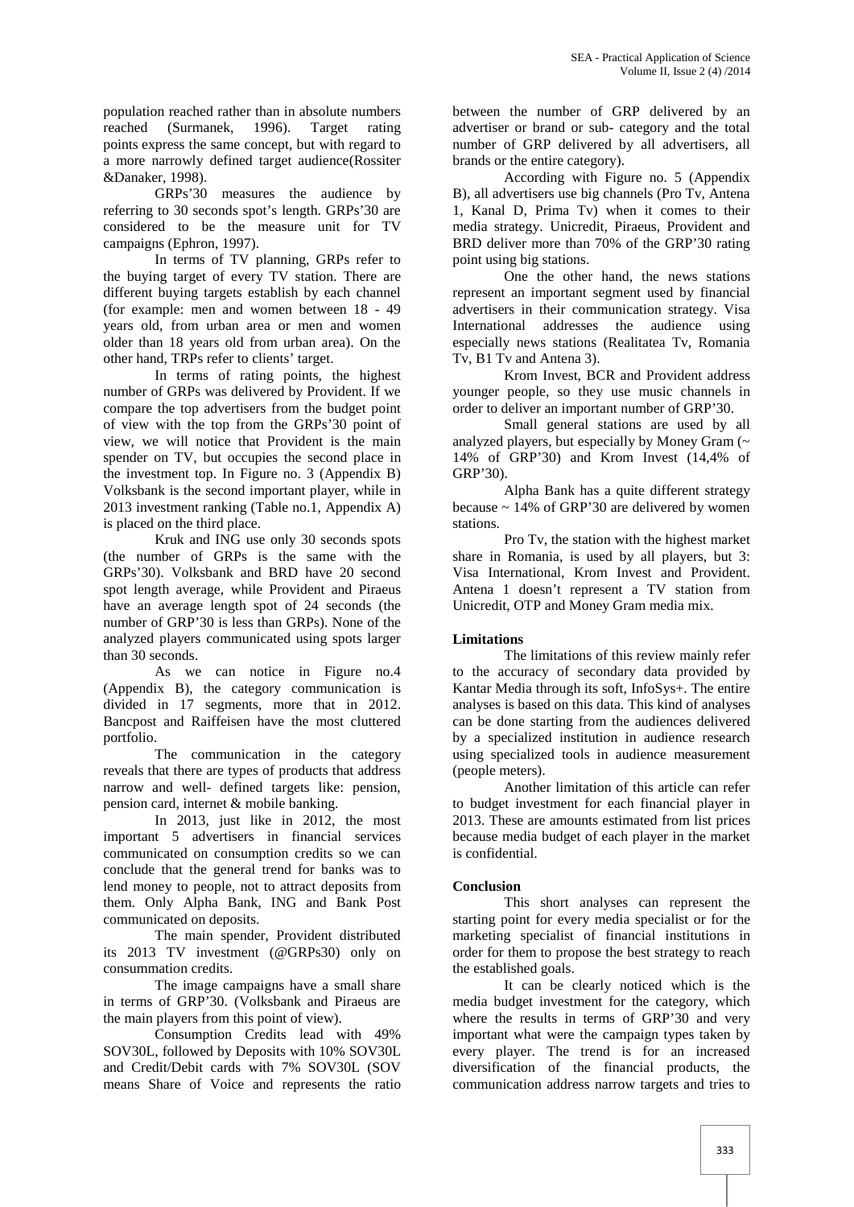population reached rather than in absolute numbers reached (Surmanek, 1996). Target rating points express the same concept, but with regard to a more narrowly defined target audience(Rossiter &Danaker, 1998).

GRPs'30 measures the audience by referring to 30 seconds spot's length. GRPs'30 are considered to be the measure unit for TV campaigns (Ephron, 1997).

In terms of TV planning, GRPs refer to the buying target of every TV station. There are different buying targets establish by each channel (for example: men and women between 18 - 49 years old, from urban area or men and women older than 18 years old from urban area). On the other hand, TRPs refer to clients' target.

In terms of rating points, the highest number of GRPs was delivered by Provident. If we compare the top advertisers from the budget point of view with the top from the GRPs'30 point of view, we will notice that Provident is the main spender on TV, but occupies the second place in the investment top. In Figure no. 3 (Appendix B) Volksbank is the second important player, while in 2013 investment ranking (Table no.1, Appendix A) is placed on the third place.

Kruk and ING use only 30 seconds spots (the number of GRPs is the same with the GRPs'30). Volksbank and BRD have 20 second spot length average, while Provident and Piraeus have an average length spot of 24 seconds (the number of GRP'30 is less than GRPs). None of the analyzed players communicated using spots larger than 30 seconds.

As we can notice in Figure no.4 (Appendix B), the category communication is divided in 17 segments, more that in 2012. Bancpost and Raiffeisen have the most cluttered portfolio.

The communication in the category reveals that there are types of products that address narrow and well- defined targets like: pension, pension card, internet & mobile banking.

In 2013, just like in 2012, the most important 5 advertisers in financial services communicated on consumption credits so we can conclude that the general trend for banks was to lend money to people, not to attract deposits from them. Only Alpha Bank, ING and Bank Post communicated on deposits.

The main spender, Provident distributed its 2013 TV investment (@GRPs30) only on consummation credits.

The image campaigns have a small share in terms of GRP'30. (Volksbank and Piraeus are the main players from this point of view).

Consumption Credits lead with 49% SOV30L, followed by Deposits with 10% SOV30L and Credit/Debit cards with 7% SOV30L (SOV means Share of Voice and represents the ratio between the number of GRP delivered by an advertiser or brand or sub- category and the total number of GRP delivered by all advertisers, all brands or the entire category).

According with Figure no. 5 (Appendix B), all advertisers use big channels (Pro Tv, Antena 1, Kanal D, Prima Tv) when it comes to their media strategy. Unicredit, Piraeus, Provident and BRD deliver more than 70% of the GRP'30 rating point using big stations.

One the other hand, the news stations represent an important segment used by financial advertisers in their communication strategy. Visa International addresses the audience using especially news stations (Realitatea Tv, Romania Tv, B1 Tv and Antena 3).

Krom Invest, BCR and Provident address younger people, so they use music channels in order to deliver an important number of GRP'30.

Small general stations are used by all analyzed players, but especially by Money Gram (~ 14% of GRP'30) and Krom Invest (14,4% of GRP'30).

Alpha Bank has a quite different strategy because ~ 14% of GRP'30 are delivered by women stations.

Pro Tv, the station with the highest market share in Romania, is used by all players, but 3: Visa International, Krom Invest and Provident. Antena 1 doesn't represent a TV station from Unicredit, OTP and Money Gram media mix.

## Limitations

The limitations of this review mainly refer to the accuracy of secondary data provided by Kantar Media through its soft, InfoSys+. The entire analyses is based on this data. This kind of analyses can be done starting from the audiences delivered by a specialized institution in audience research using specialized tools in audience measurement (people meters).

Another limitation of this article can refer to budget investment for each financial player in 2013. These are amounts estimated from list prices because media budget of each player in the market is confidential.

## Conclusion

This short analyses can represent the starting point for every media specialist or for the marketing specialist of financial institutions in order for them to propose the best strategy to reach the established goals.

It can be clearly noticed which is the media budget investment for the category, which where the results in terms of GRP'30 and very important what were the campaign types taken by every player. The trend is for an increased diversification of the financial products, the communication address narrow targets and tries to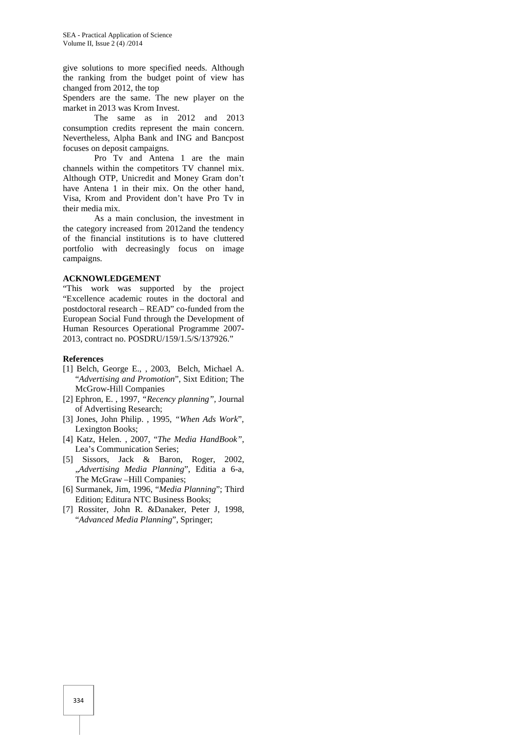give solutions to more specified needs. Although the ranking from the budget point of view has changed from 2012, the top

Spenders are the same. The new player on the market in 2013 was Krom Invest.

The same as in 2012 and 2013 consumption credits represent the main concern. Nevertheless, Alpha Bank and ING and Bancpost focuses on deposit campaigns.

Pro Tv and Antena 1 are the main channels within the competitors TV channel mix. Although OTP, Unicredit and Money Gram don't have Antena 1 in their mix. On the other hand, Visa, Krom and Provident don't have Pro Tv in their media mix.

As a main conclusion, the investment in the category increased from 2012and the tendency of the financial institutions is to have cluttered portfolio with decreasingly focus on image campaigns.

**ACKNOWLEDGEMENT**

"This work was supported by the project "Excellence academic routes in the doctoral and postdoctoral research – READ" co-funded from the European Social Fund through the Development of Human Resources Operational Programme 2007-2013, contract no. POSDRU/159/1.5/S/137926."

**References**

[1] Belch, George E., , 2003, Belch, Michael A. "*Advertising and Promotion*", Sixt Edition; The McGrow-Hill Companies

[2] Ephron, E. , 1997, *"Recency planning"*, Journal of Advertising Research;

[3] Jones, John Philip. , 1995, "*When Ads Work*", Lexington Books;

[4] Katz, Helen. , 2007, "*The Media HandBook"*, Lea's Communication Series;

[5] Sissors, Jack & Baron, Roger, 2002, „*Advertising Media Planning*", Editia a 6-a, The McGraw –Hill Companies;

[6] Surmanek, Jim, 1996, "*Media Planning*"; Third Edition; Editura NTC Business Books;

[7] Rossiter, John R. &Danaker, Peter J, 1998, "*Advanced Media Planning*", Springer;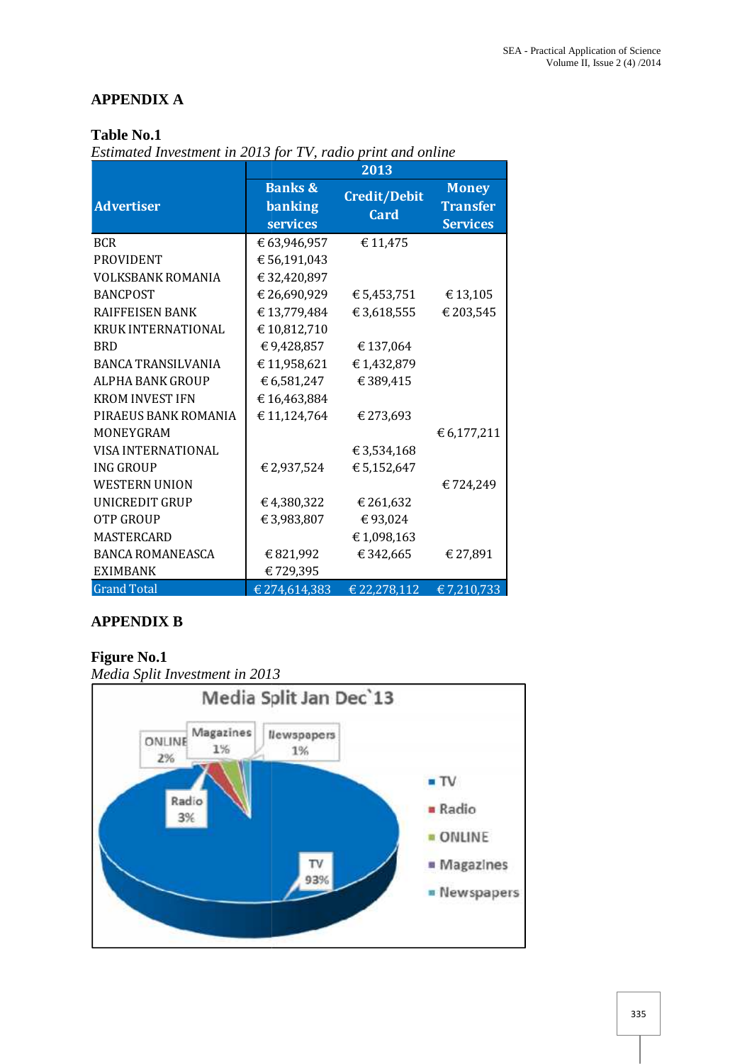## APPENDIX A

**Table No.1**

*Estimated Investment in 2013 for TV, radio print and online*

| Advertiser | 2013 | | |
|---|---|---|---|
| | Banks & banking services | Credit/Debit Card | Money Transfer Services |
| BCR | € 63,946,957 | € 11,475 | |
| PROVIDENT | € 56,191,043 | | |
| VOLKSBANK ROMANIA | € 32,420,897 | | |
| BANCPOST | € 26,690,929 | € 5,453,751 | € 13,105 |
| RAIFFEISEN BANK | € 13,779,484 | € 3,618,555 | € 203,545 |
| KRUK INTERNATIONAL | € 10,812,710 | | |
| BRD | € 9,428,857 | € 137,064 | |
| BANCA TRANSILVANIA | € 11,958,621 | € 1,432,879 | |
| ALPHA BANK GROUP | € 6,581,247 | € 389,415 | |
| KROM INVEST IFN | € 16,463,884 | | |
| PIRAEUS BANK ROMANIA | € 11,124,764 | € 273,693 | |
| MONEYGRAM | | | € 6,177,211 |
| VISA INTERNATIONAL | | € 3,534,168 | |
| ING GROUP | € 2,937,524 | € 5,152,647 | |
| WESTERN UNION | | | € 724,249 |
| UNICREDIT GRUP | € 4,380,322 | € 261,632 | |
| OTP GROUP | € 3,983,807 | € 93,024 | |
| MASTERCARD | | € 1,098,163 | |
| BANCA ROMANEASCA | € 821,992 | € 342,665 | € 27,891 |
| EXIMBANK | € 729,395 | | |
| Grand Total | € 274,614,383 | € 22,278,112 | € 7,210,733 |

## APPENDIX B

**Figure No.1**

*Media Split Investment in 2013*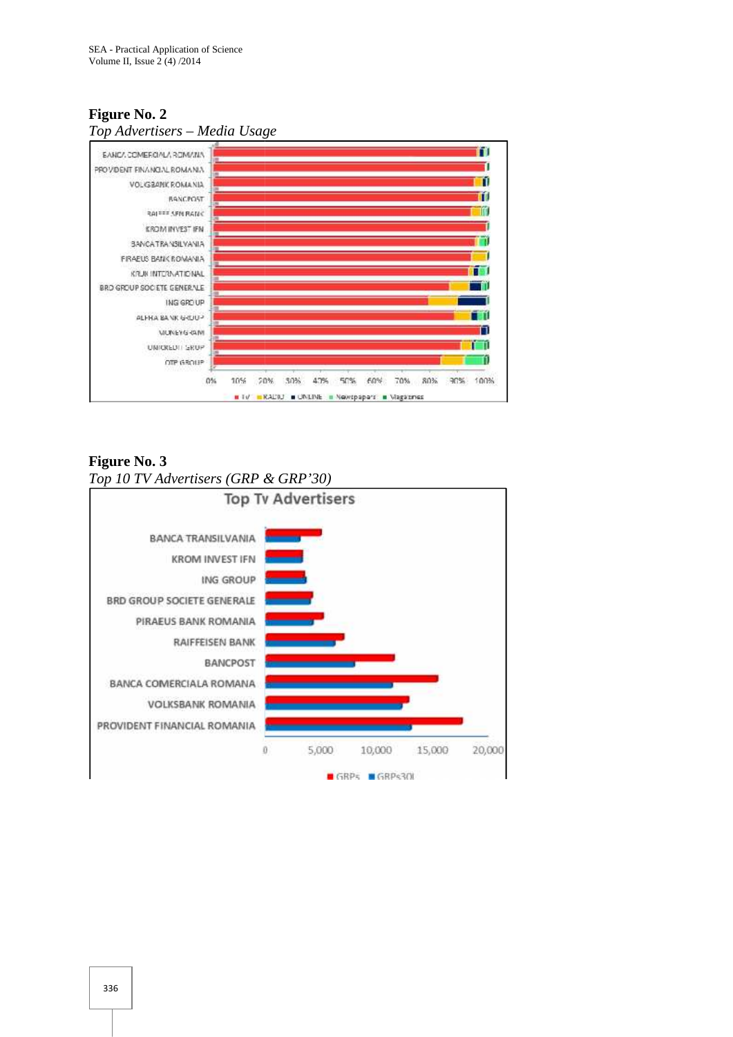**Figure No. 2**

*Top Advertisers – Media Usage*

**Figure No. 3**

*Top 10 TV Advertisers (GRP & GRP'30)*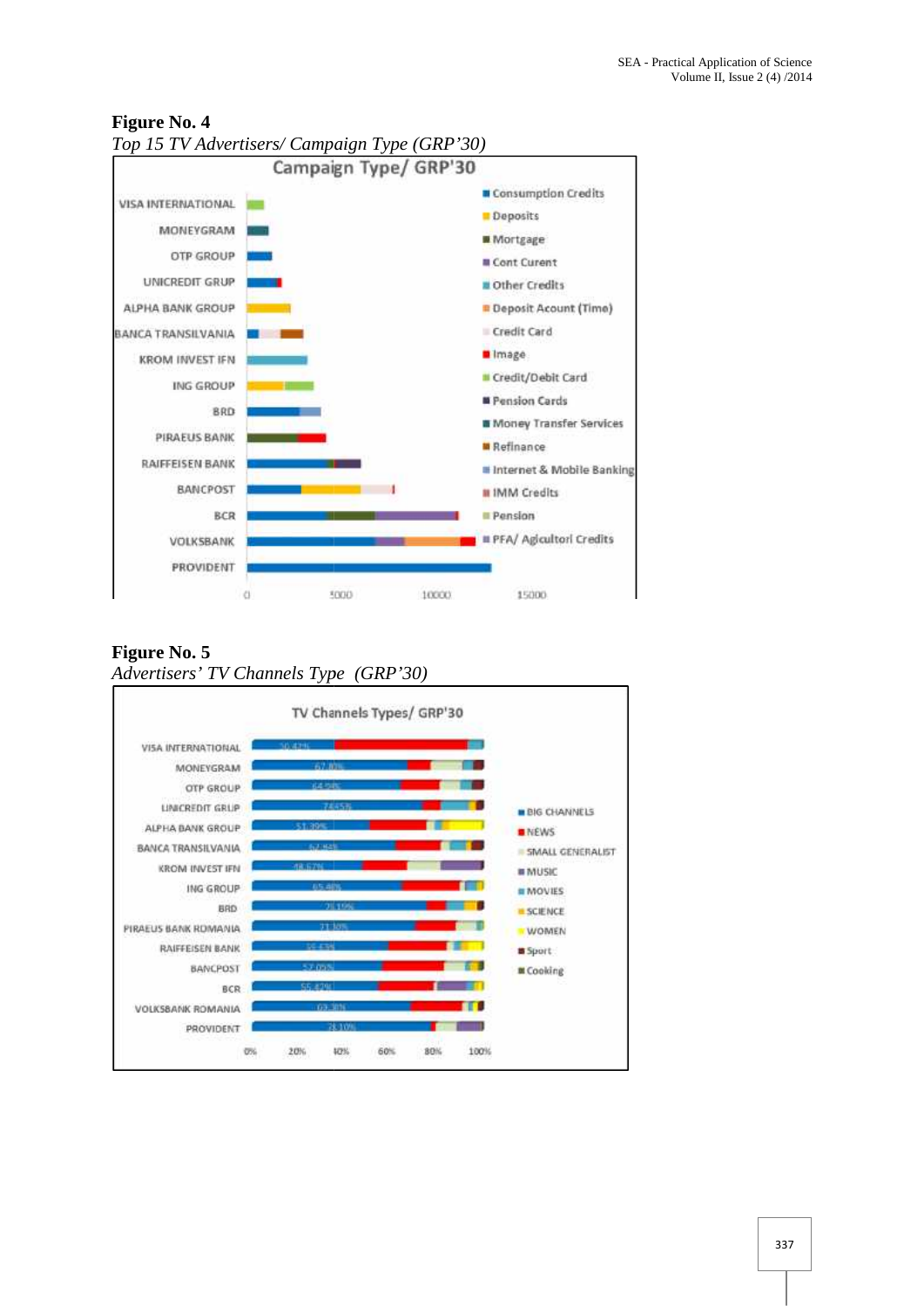**Figure No. 4**

*Top 15 TV Advertisers/ Campaign Type (GRP'30)*

**Figure No. 5**

*Advertisers' TV Channels Type (GRP'30)*